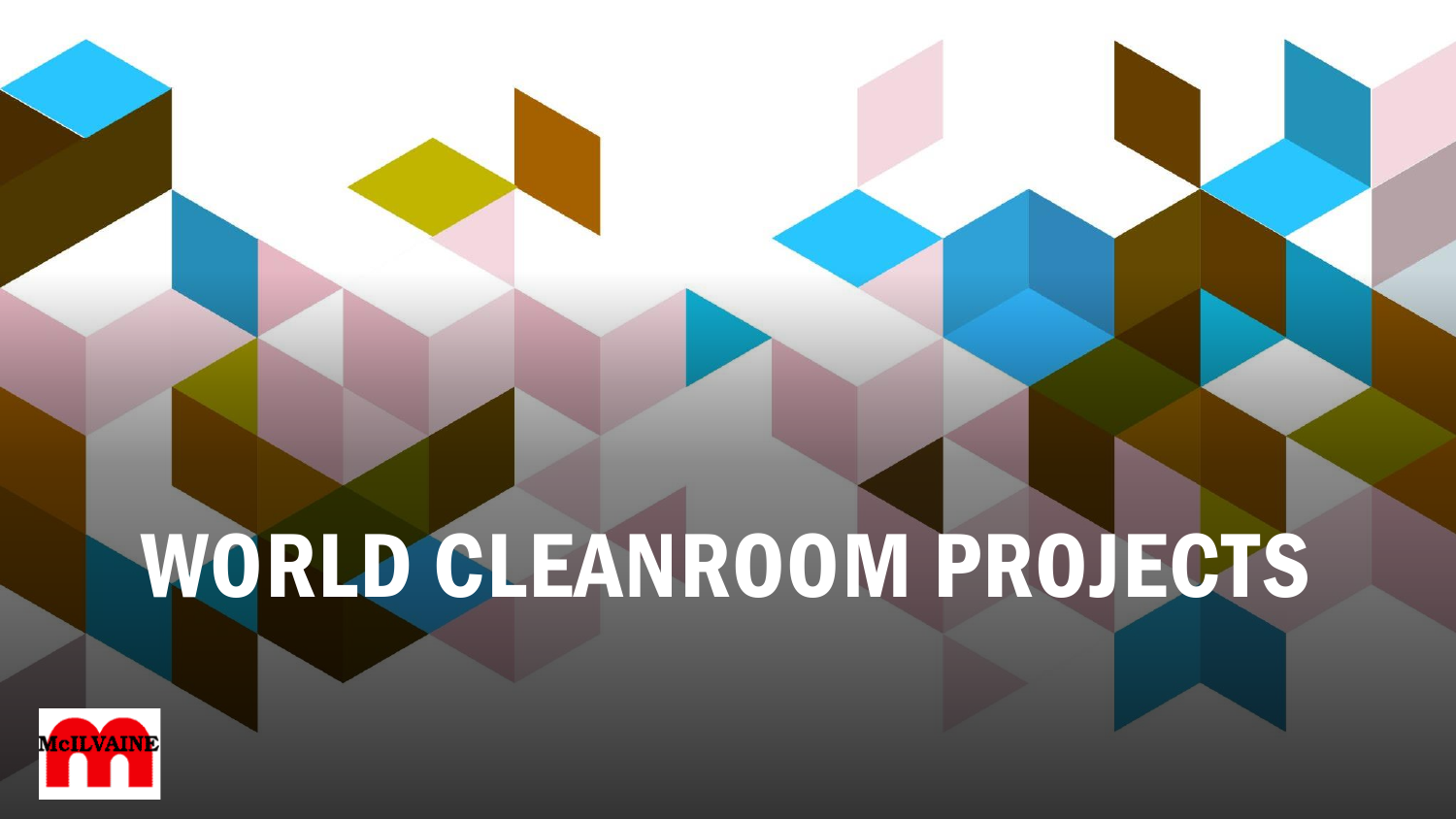# WORLD CLEANROOM PROJECTS

McILVAINE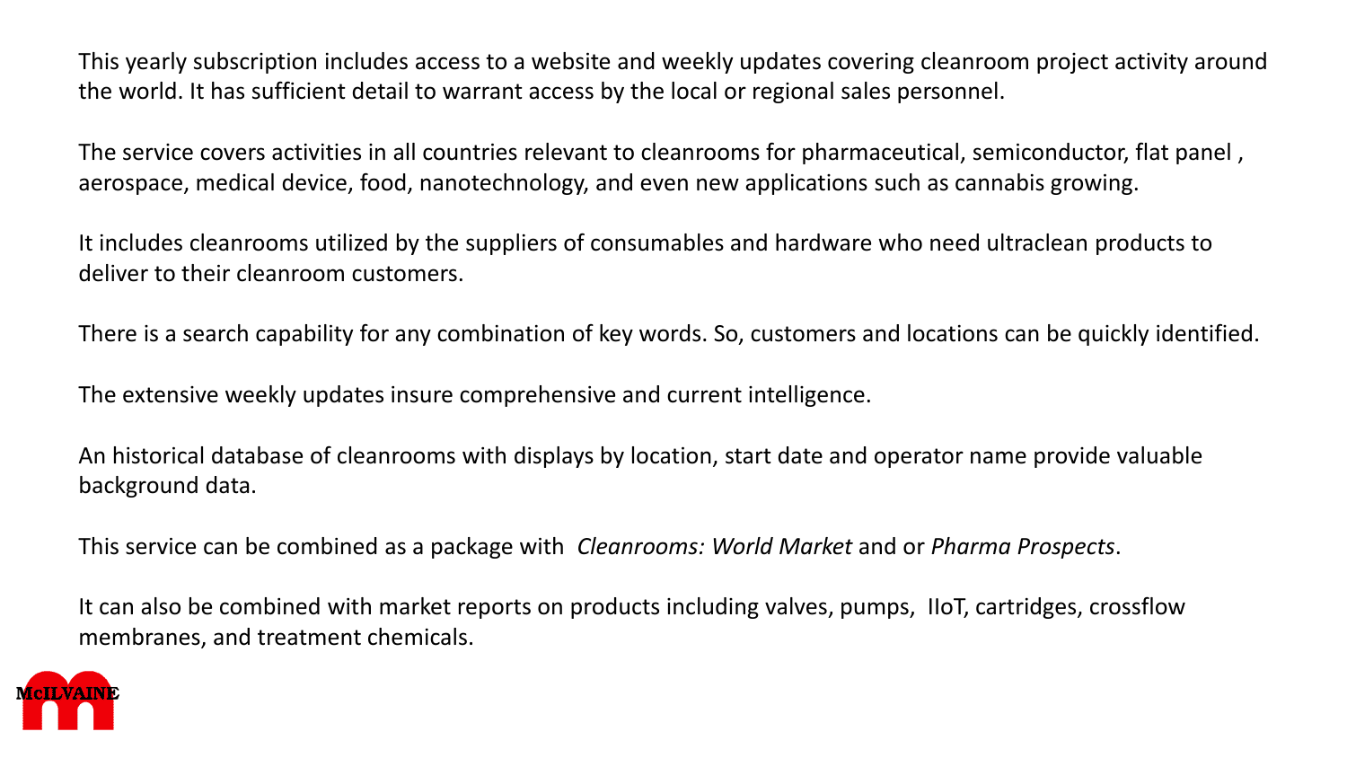This yearly subscription includes access to a website and weekly updates covering cleanroom project activity around the world. It has sufficient detail to warrant access by the local or regional sales personnel.

The service covers activities in all countries relevant to cleanrooms for pharmaceutical, semiconductor, flat panel , aerospace, medical device, food, nanotechnology, and even new applications such as cannabis growing.

It includes cleanrooms utilized by the suppliers of consumables and hardware who need ultraclean products to deliver to their cleanroom customers.

There is a search capability for any combination of key words. So, customers and locations can be quickly identified.

The extensive weekly updates insure comprehensive and current intelligence.

An historical database of cleanrooms with displays by location, start date and operator name provide valuable background data.

This service can be combined as a package with *Cleanrooms: World Market* and or *Pharma Prospects*.

It can also be combined with market reports on products including valves, pumps, IIoT, cartridges, crossflow membranes, and treatment chemicals.

McILVAINE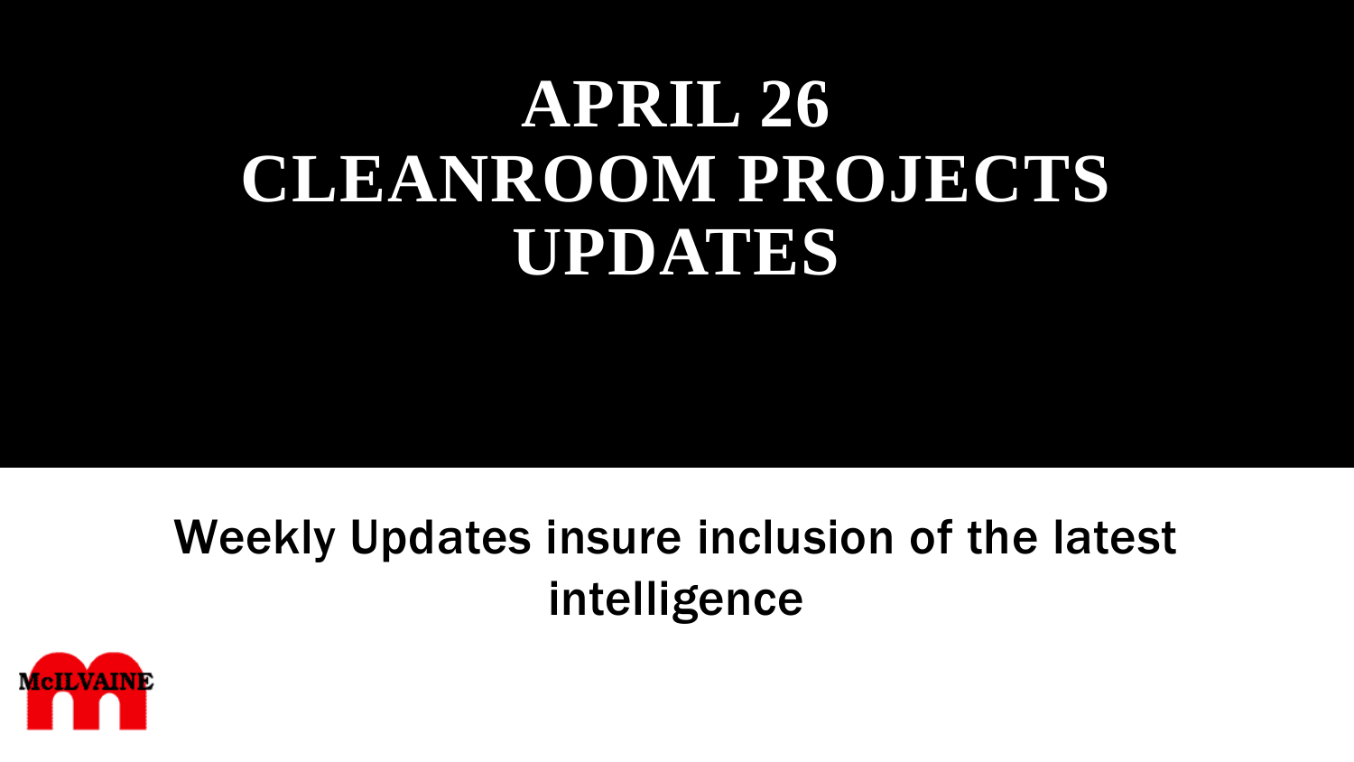# APRIL 26 CLEANROOM PROJECTS UPDATES

Weekly Updates insure inclusion of the latest intelligence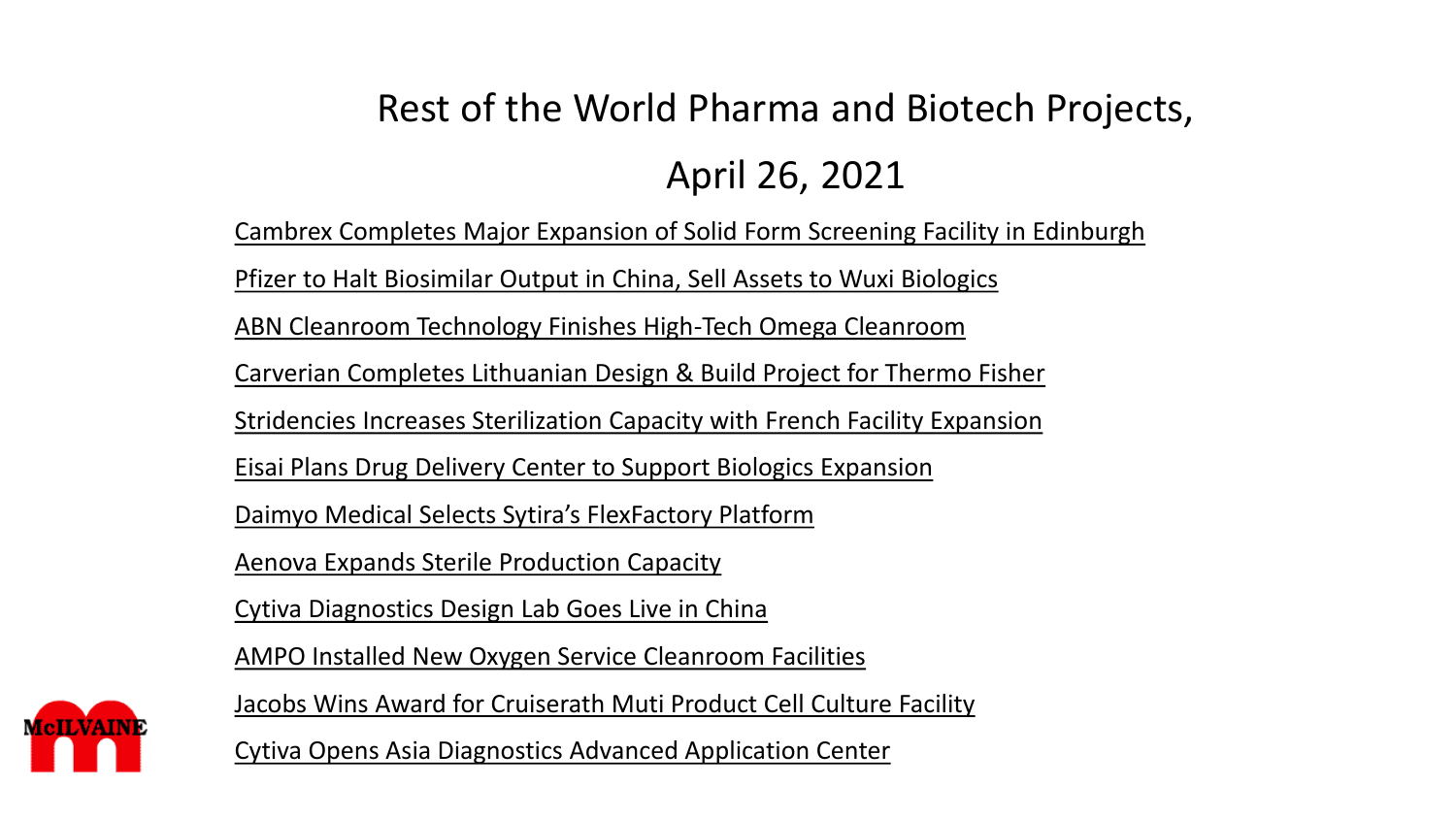# Rest of the World Pharma and Biotech Projects, April 26, 2021

- Cambrex Completes Major Expansion of Solid Form Screening Facility in Edinburgh
- Pfizer to Halt Biosimilar Output in China, Sell Assets to Wuxi Biologics
- ABN Cleanroom Technology Finishes High-Tech Omega Cleanroom
- Carverian Completes Lithuanian Design & Build Project for Thermo Fisher
- Stridencies Increases Sterilization Capacity with French Facility Expansion
- Eisai Plans Drug Delivery Center to Support Biologics Expansion
- Daimyo Medical Selects Sytira's FlexFactory Platform
- Aenova Expands Sterile Production Capacity
- Cytiva Diagnostics Design Lab Goes Live in China
- AMPO Installed New Oxygen Service Cleanroom Facilities
- Jacobs Wins Award for Cruiserath Muti Product Cell Culture Facility
- Cytiva Opens Asia Diagnostics Advanced Application Center

McILVAINE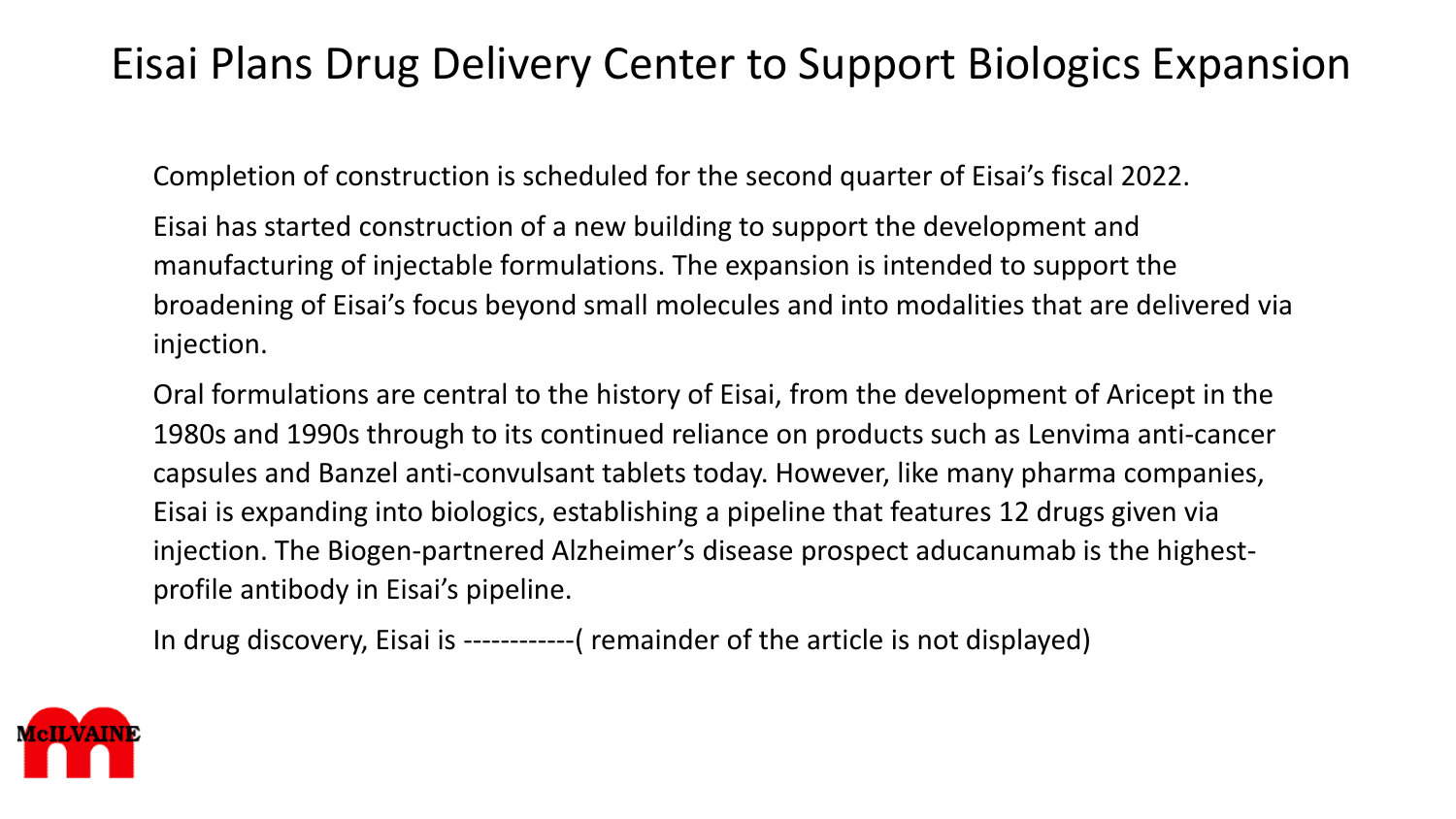# Eisai Plans Drug Delivery Center to Support Biologics Expansion

Completion of construction is scheduled for the second quarter of Eisai's fiscal 2022.

Eisai has started construction of a new building to support the development and manufacturing of injectable formulations. The expansion is intended to support the broadening of Eisai's focus beyond small molecules and into modalities that are delivered via injection.

Oral formulations are central to the history of Eisai, from the development of Aricept in the 1980s and 1990s through to its continued reliance on products such as Lenvima anti-cancer capsules and Banzel anti-convulsant tablets today. However, like many pharma companies, Eisai is expanding into biologics, establishing a pipeline that features 12 drugs given via injection. The Biogen-partnered Alzheimer's disease prospect aducanumab is the highest-profile antibody in Eisai's pipeline.

In drug discovery, Eisai is ------------( remainder of the article is not displayed)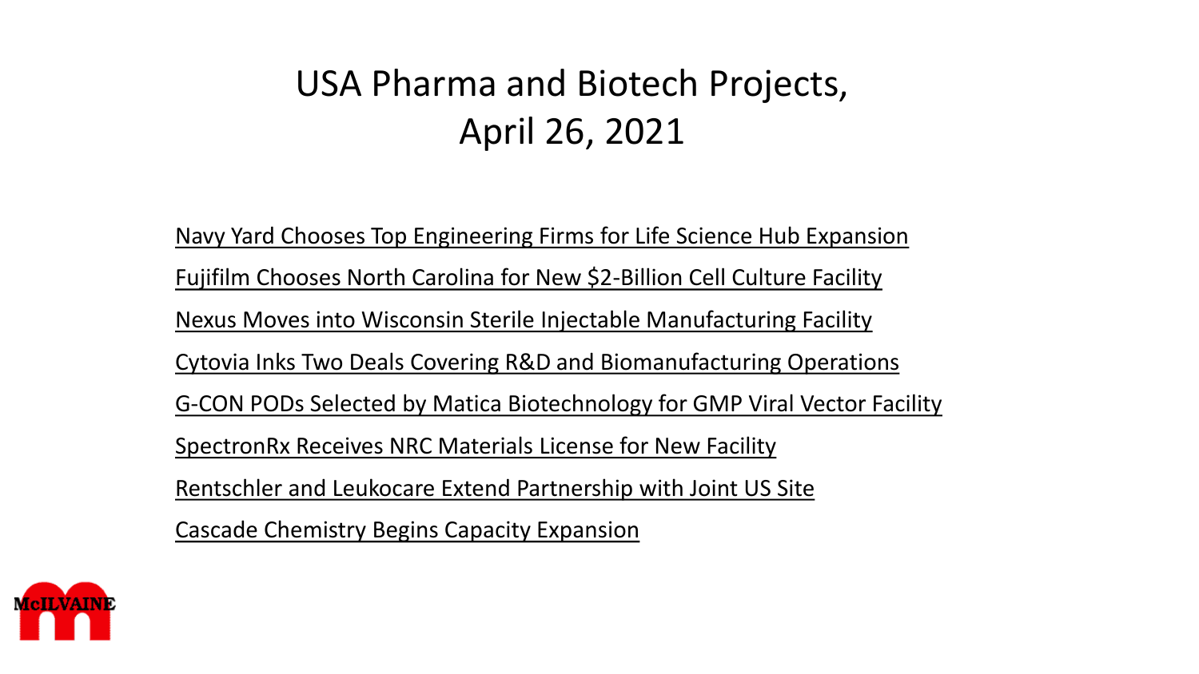# USA Pharma and Biotech Projects, April 26, 2021

- Navy Yard Chooses Top Engineering Firms for Life Science Hub Expansion
- Fujifilm Chooses North Carolina for New $2-Billion Cell Culture Facility
- Nexus Moves into Wisconsin Sterile Injectable Manufacturing Facility
- Cytovia Inks Two Deals Covering R&D and Biomanufacturing Operations
- G-CON PODs Selected by Matica Biotechnology for GMP Viral Vector Facility
- SpectronRx Receives NRC Materials License for New Facility
- Rentschler and Leukocare Extend Partnership with Joint US Site
- Cascade Chemistry Begins Capacity Expansion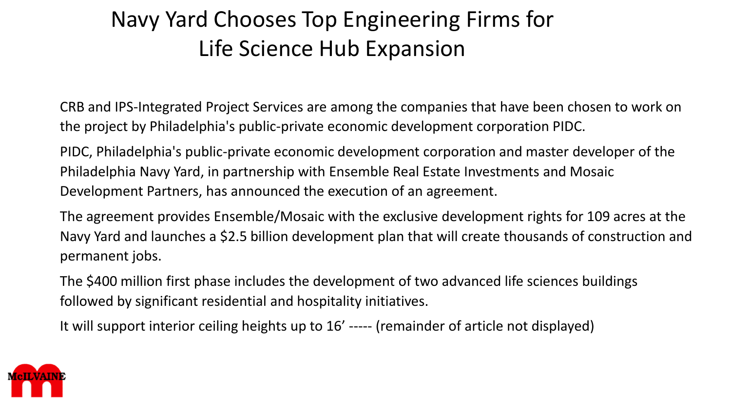# Navy Yard Chooses Top Engineering Firms for Life Science Hub Expansion

CRB and IPS-Integrated Project Services are among the companies that have been chosen to work on the project by Philadelphia's public-private economic development corporation PIDC.

PIDC, Philadelphia's public-private economic development corporation and master developer of the Philadelphia Navy Yard, in partnership with Ensemble Real Estate Investments and Mosaic Development Partners, has announced the execution of an agreement.

The agreement provides Ensemble/Mosaic with the exclusive development rights for 109 acres at the Navy Yard and launches a $2.5 billion development plan that will create thousands of construction and permanent jobs.

The $400 million first phase includes the development of two advanced life sciences buildings followed by significant residential and hospitality initiatives.

It will support interior ceiling heights up to 16’ ----- (remainder of article not displayed)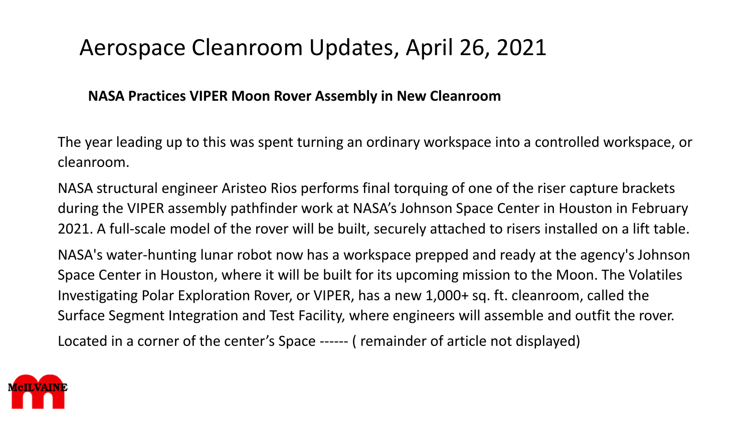# Aerospace Cleanroom Updates, April 26, 2021

**NASA Practices VIPER Moon Rover Assembly in New Cleanroom**

The year leading up to this was spent turning an ordinary workspace into a controlled workspace, or cleanroom.

NASA structural engineer Aristeo Rios performs final torquing of one of the riser capture brackets during the VIPER assembly pathfinder work at NASA's Johnson Space Center in Houston in February 2021. A full-scale model of the rover will be built, securely attached to risers installed on a lift table.

NASA's water-hunting lunar robot now has a workspace prepped and ready at the agency's Johnson Space Center in Houston, where it will be built for its upcoming mission to the Moon. The Volatiles Investigating Polar Exploration Rover, or VIPER, has a new 1,000+ sq. ft. cleanroom, called the Surface Segment Integration and Test Facility, where engineers will assemble and outfit the rover.

Located in a corner of the center's Space ------ ( remainder of article not displayed)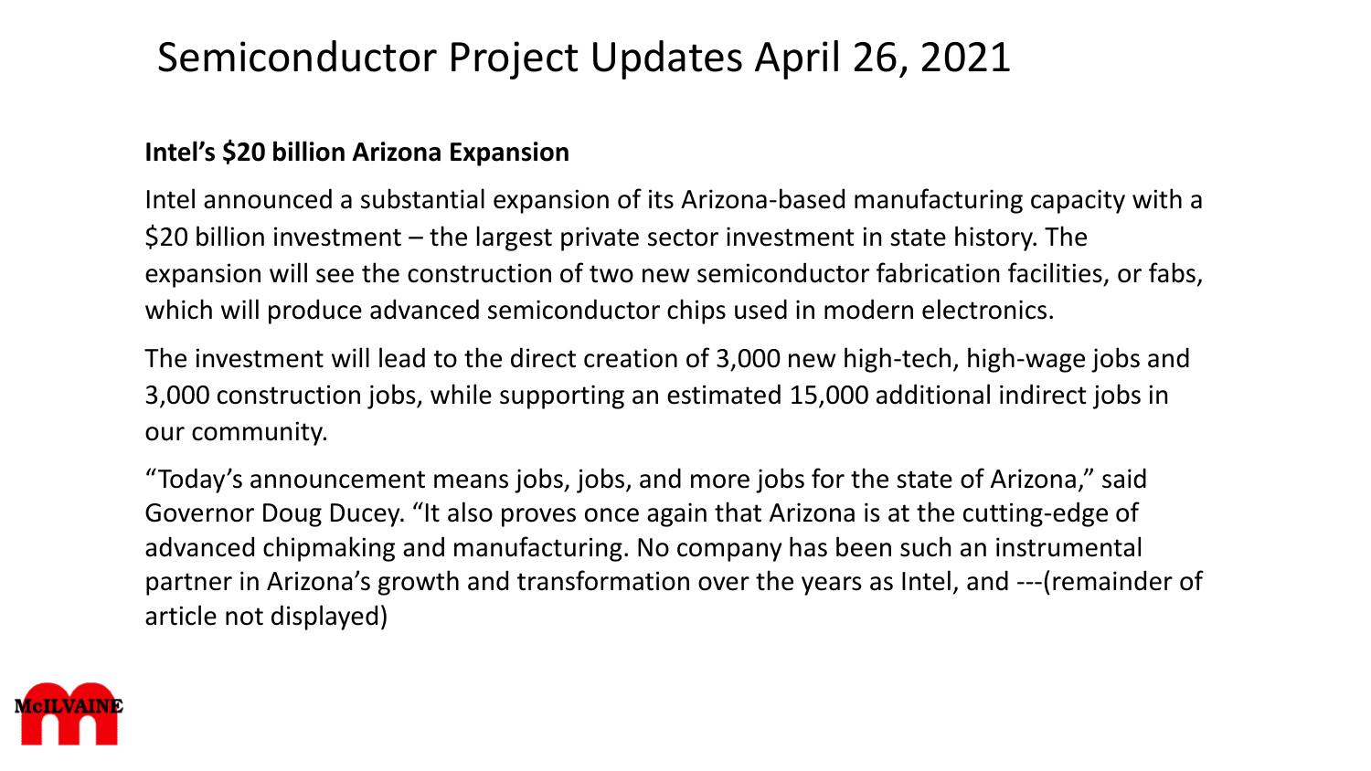# Semiconductor Project Updates April 26, 2021

**Intel's $20 billion Arizona Expansion**

Intel announced a substantial expansion of its Arizona-based manufacturing capacity with a $20 billion investment – the largest private sector investment in state history. The expansion will see the construction of two new semiconductor fabrication facilities, or fabs, which will produce advanced semiconductor chips used in modern electronics.

The investment will lead to the direct creation of 3,000 new high-tech, high-wage jobs and 3,000 construction jobs, while supporting an estimated 15,000 additional indirect jobs in our community.

"Today's announcement means jobs, jobs, and more jobs for the state of Arizona," said Governor Doug Ducey. "It also proves once again that Arizona is at the cutting-edge of advanced chipmaking and manufacturing. No company has been such an instrumental partner in Arizona's growth and transformation over the years as Intel, and ---(remainder of article not displayed)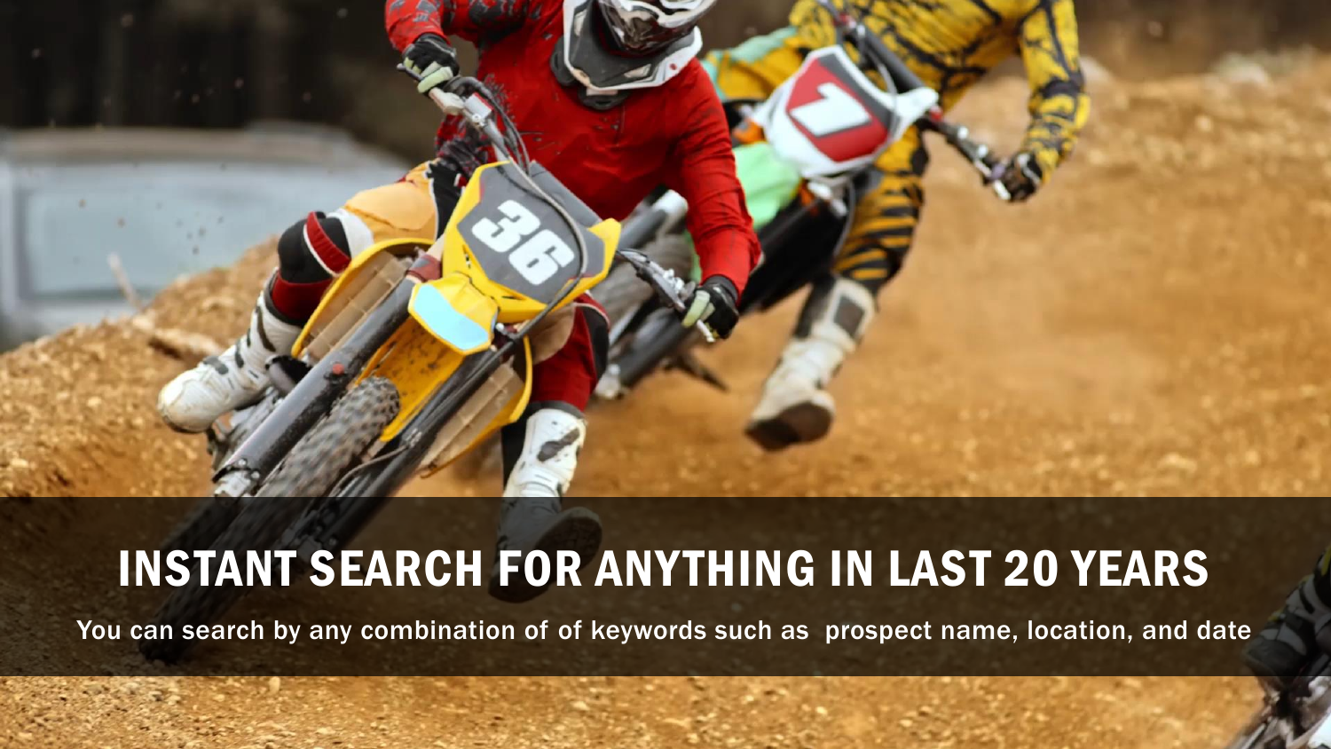# INSTANT SEARCH FOR ANYTHING IN LAST 20 YEARS

You can search by any combination of of keywords such as prospect name, location, and date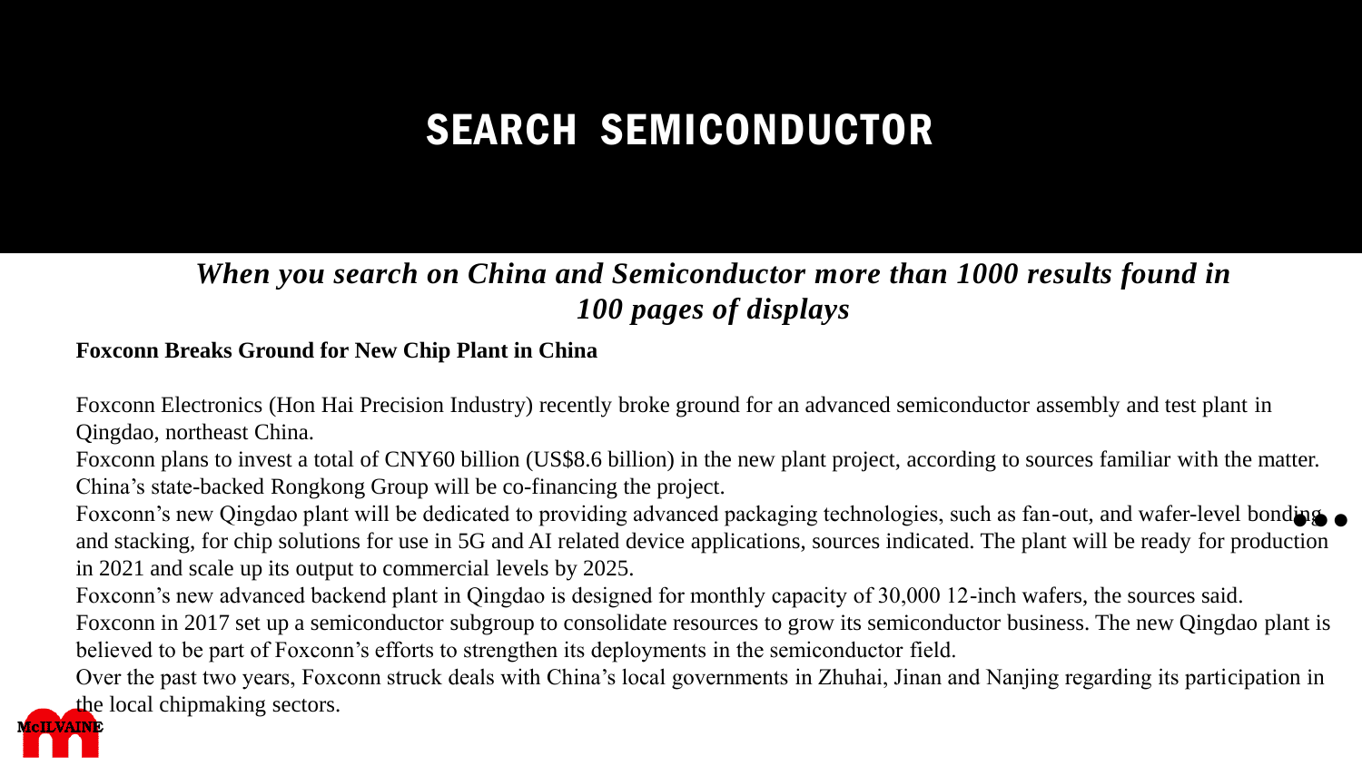# SEARCH SEMICONDUCTOR

***When you search on China and Semiconductor more than 1000 results found in 100 pages of displays***

**Foxconn Breaks Ground for New Chip Plant in China**

Foxconn Electronics (Hon Hai Precision Industry) recently broke ground for an advanced semiconductor assembly and test plant in Qingdao, northeast China.

Foxconn plans to invest a total of CNY60 billion (US$8.6 billion) in the new plant project, according to sources familiar with the matter. China's state-backed Rongkong Group will be co-financing the project.

Foxconn's new Qingdao plant will be dedicated to providing advanced packaging technologies, such as fan-out, and wafer-level bonding and stacking, for chip solutions for use in 5G and AI related device applications, sources indicated. The plant will be ready for production in 2021 and scale up its output to commercial levels by 2025.

Foxconn's new advanced backend plant in Qingdao is designed for monthly capacity of 30,000 12-inch wafers, the sources said.

Foxconn in 2017 set up a semiconductor subgroup to consolidate resources to grow its semiconductor business. The new Qingdao plant is believed to be part of Foxconn's efforts to strengthen its deployments in the semiconductor field.

Over the past two years, Foxconn struck deals with China's local governments in Zhuhai, Jinan and Nanjing regarding its participation in the local chipmaking sectors.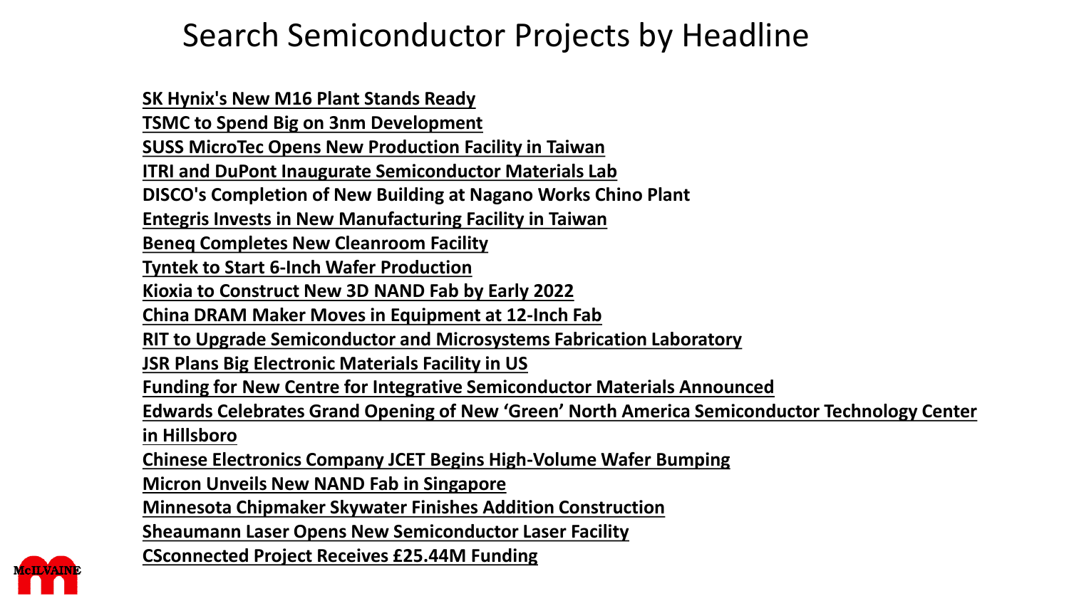# Search Semiconductor Projects by Headline

**SK Hynix's New M16 Plant Stands Ready**
**TSMC to Spend Big on 3nm Development**
**SUSS MicroTec Opens New Production Facility in Taiwan**
**ITRI and DuPont Inaugurate Semiconductor Materials Lab**
**DISCO's Completion of New Building at Nagano Works Chino Plant**
**Entegris Invests in New Manufacturing Facility in Taiwan**
**Beneq Completes New Cleanroom Facility**
**Tyntek to Start 6-Inch Wafer Production**
**Kioxia to Construct New 3D NAND Fab by Early 2022**
**China DRAM Maker Moves in Equipment at 12-Inch Fab**
**RIT to Upgrade Semiconductor and Microsystems Fabrication Laboratory**
**JSR Plans Big Electronic Materials Facility in US**
**Funding for New Centre for Integrative Semiconductor Materials Announced**
**Edwards Celebrates Grand Opening of New 'Green' North America Semiconductor Technology Center in Hillsboro**
**Chinese Electronics Company JCET Begins High-Volume Wafer Bumping**
**Micron Unveils New NAND Fab in Singapore**
**Minnesota Chipmaker Skywater Finishes Addition Construction**
**Sheaumann Laser Opens New Semiconductor Laser Facility**
**CSconnected Project Receives £25.44M Funding**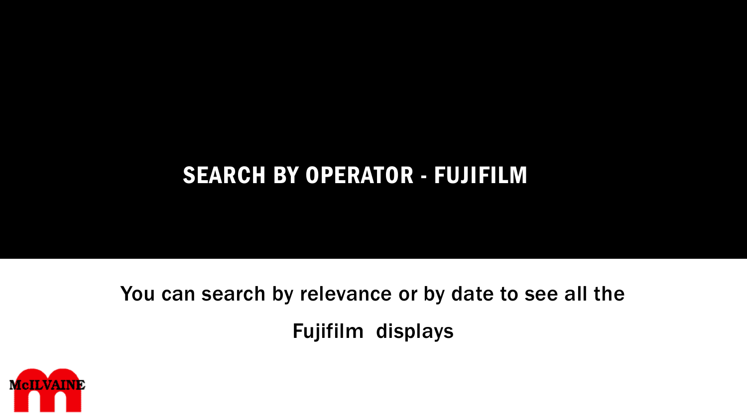# SEARCH BY OPERATOR - FUJIFILM

You can search by relevance or by date to see all the Fujifilm displays

McILVAINE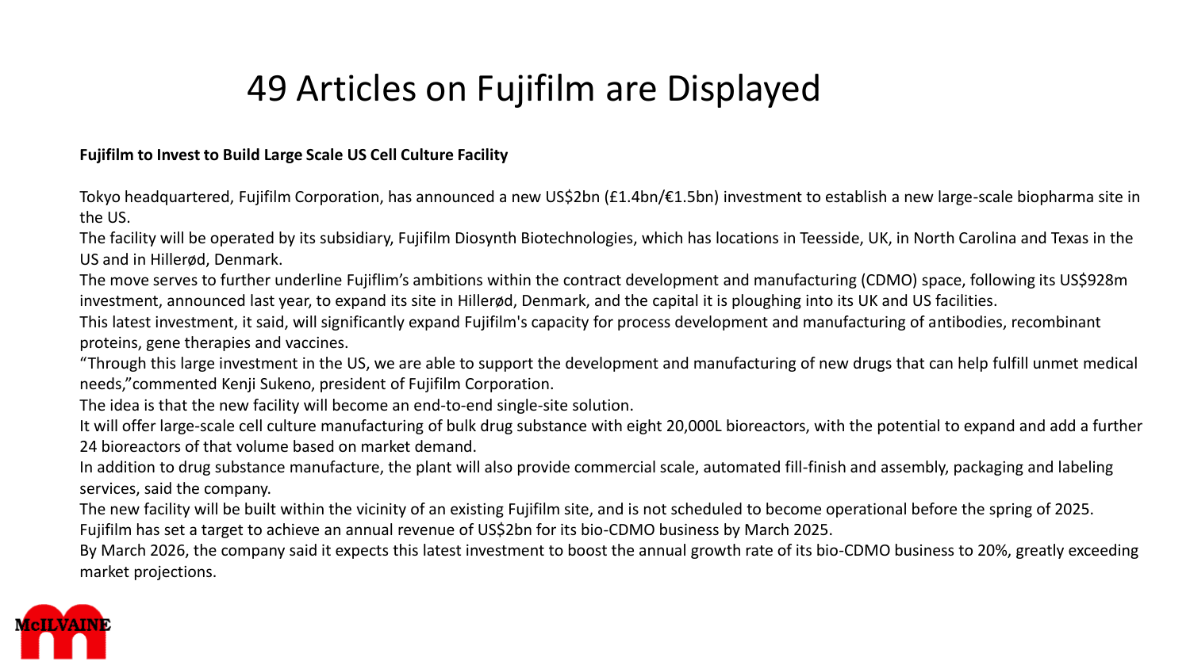# 49 Articles on Fujifilm are Displayed

**Fujifilm to Invest to Build Large Scale US Cell Culture Facility**

Tokyo headquartered, Fujifilm Corporation, has announced a new US$2bn (£1.4bn/€1.5bn) investment to establish a new large-scale biopharma site in the US.

The facility will be operated by its subsidiary, Fujifilm Diosynth Biotechnologies, which has locations in Teesside, UK, in North Carolina and Texas in the US and in Hillerød, Denmark.

The move serves to further underline Fujiflim's ambitions within the contract development and manufacturing (CDMO) space, following its US$928m investment, announced last year, to expand its site in Hillerød, Denmark, and the capital it is ploughing into its UK and US facilities.

This latest investment, it said, will significantly expand Fujifilm's capacity for process development and manufacturing of antibodies, recombinant proteins, gene therapies and vaccines.

"Through this large investment in the US, we are able to support the development and manufacturing of new drugs that can help fulfill unmet medical needs,"commented Kenji Sukeno, president of Fujifilm Corporation.

The idea is that the new facility will become an end-to-end single-site solution.

It will offer large-scale cell culture manufacturing of bulk drug substance with eight 20,000L bioreactors, with the potential to expand and add a further 24 bioreactors of that volume based on market demand.

In addition to drug substance manufacture, the plant will also provide commercial scale, automated fill-finish and assembly, packaging and labeling services, said the company.

The new facility will be built within the vicinity of an existing Fujifilm site, and is not scheduled to become operational before the spring of 2025.

Fujifilm has set a target to achieve an annual revenue of US$2bn for its bio-CDMO business by March 2025.

By March 2026, the company said it expects this latest investment to boost the annual growth rate of its bio-CDMO business to 20%, greatly exceeding market projections.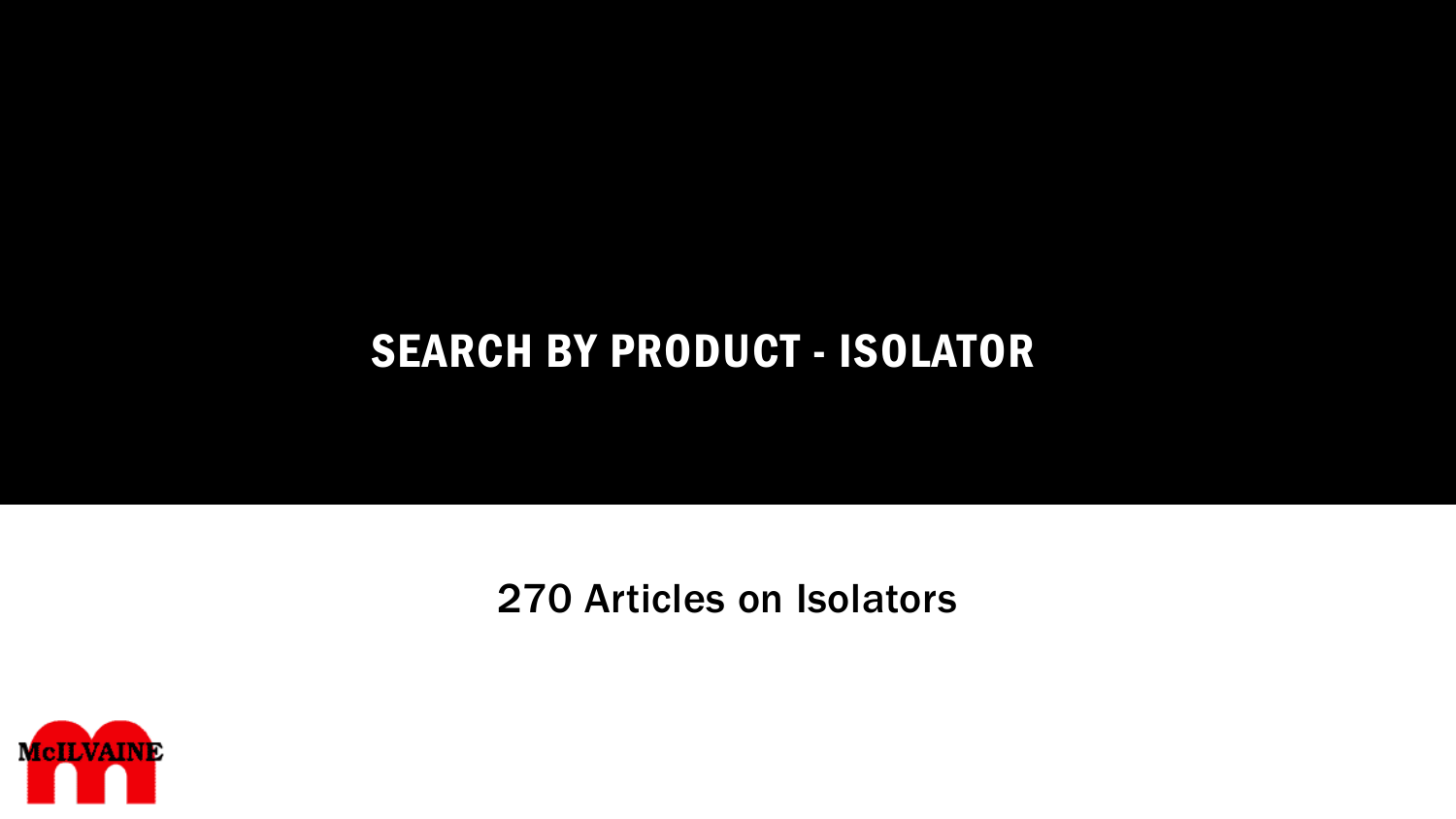# SEARCH BY PRODUCT - ISOLATOR

270 Articles on Isolators

McILVAINE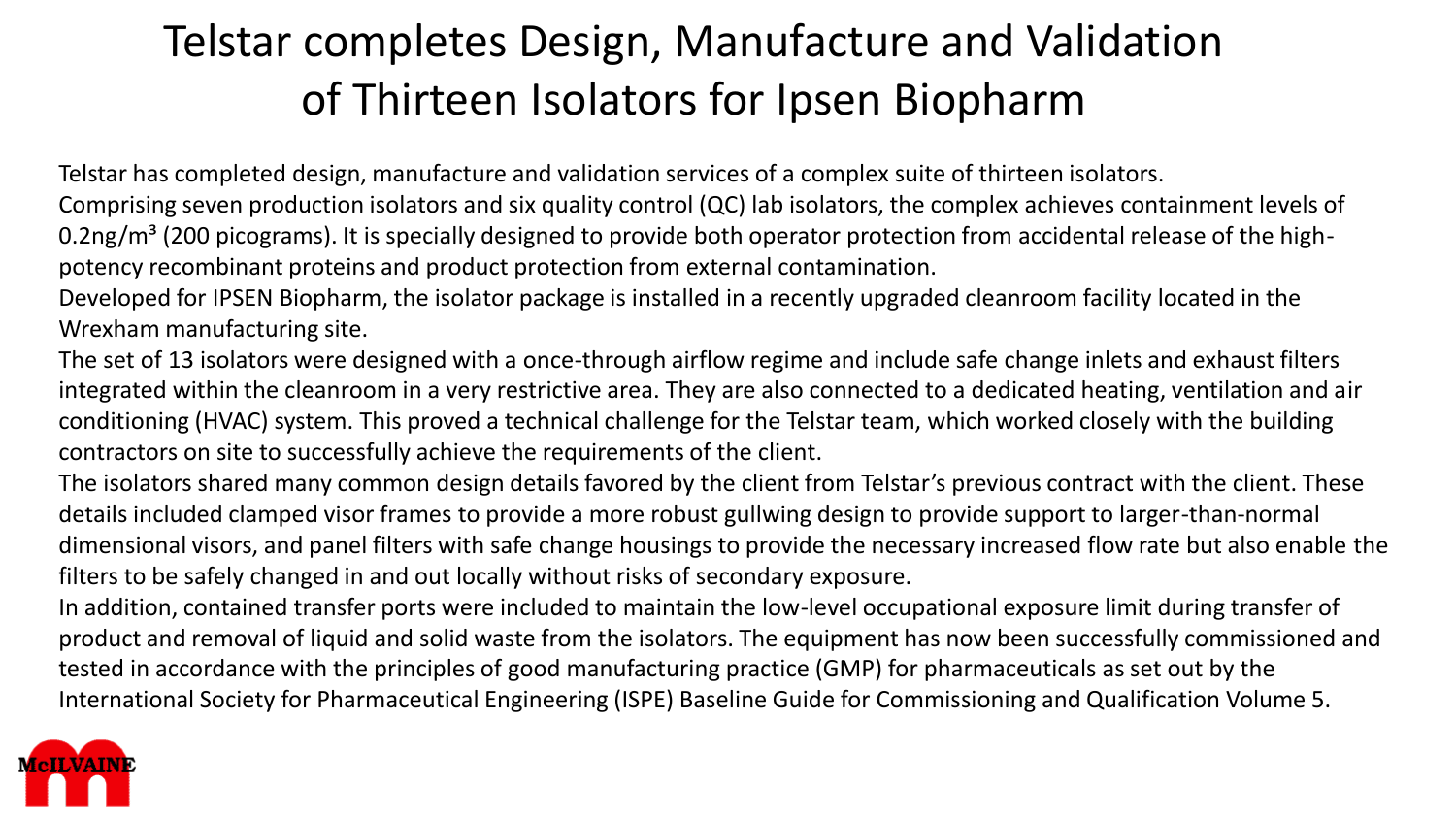# Telstar completes Design, Manufacture and Validation of Thirteen Isolators for Ipsen Biopharm

Telstar has completed design, manufacture and validation services of a complex suite of thirteen isolators.

Comprising seven production isolators and six quality control (QC) lab isolators, the complex achieves containment levels of 0.2ng/m³ (200 picograms). It is specially designed to provide both operator protection from accidental release of the high-potency recombinant proteins and product protection from external contamination.

Developed for IPSEN Biopharm, the isolator package is installed in a recently upgraded cleanroom facility located in the Wrexham manufacturing site.

The set of 13 isolators were designed with a once-through airflow regime and include safe change inlets and exhaust filters integrated within the cleanroom in a very restrictive area. They are also connected to a dedicated heating, ventilation and air conditioning (HVAC) system. This proved a technical challenge for the Telstar team, which worked closely with the building contractors on site to successfully achieve the requirements of the client.

The isolators shared many common design details favored by the client from Telstar's previous contract with the client. These details included clamped visor frames to provide a more robust gullwing design to provide support to larger-than-normal dimensional visors, and panel filters with safe change housings to provide the necessary increased flow rate but also enable the filters to be safely changed in and out locally without risks of secondary exposure.

In addition, contained transfer ports were included to maintain the low-level occupational exposure limit during transfer of product and removal of liquid and solid waste from the isolators. The equipment has now been successfully commissioned and tested in accordance with the principles of good manufacturing practice (GMP) for pharmaceuticals as set out by the International Society for Pharmaceutical Engineering (ISPE) Baseline Guide for Commissioning and Qualification Volume 5.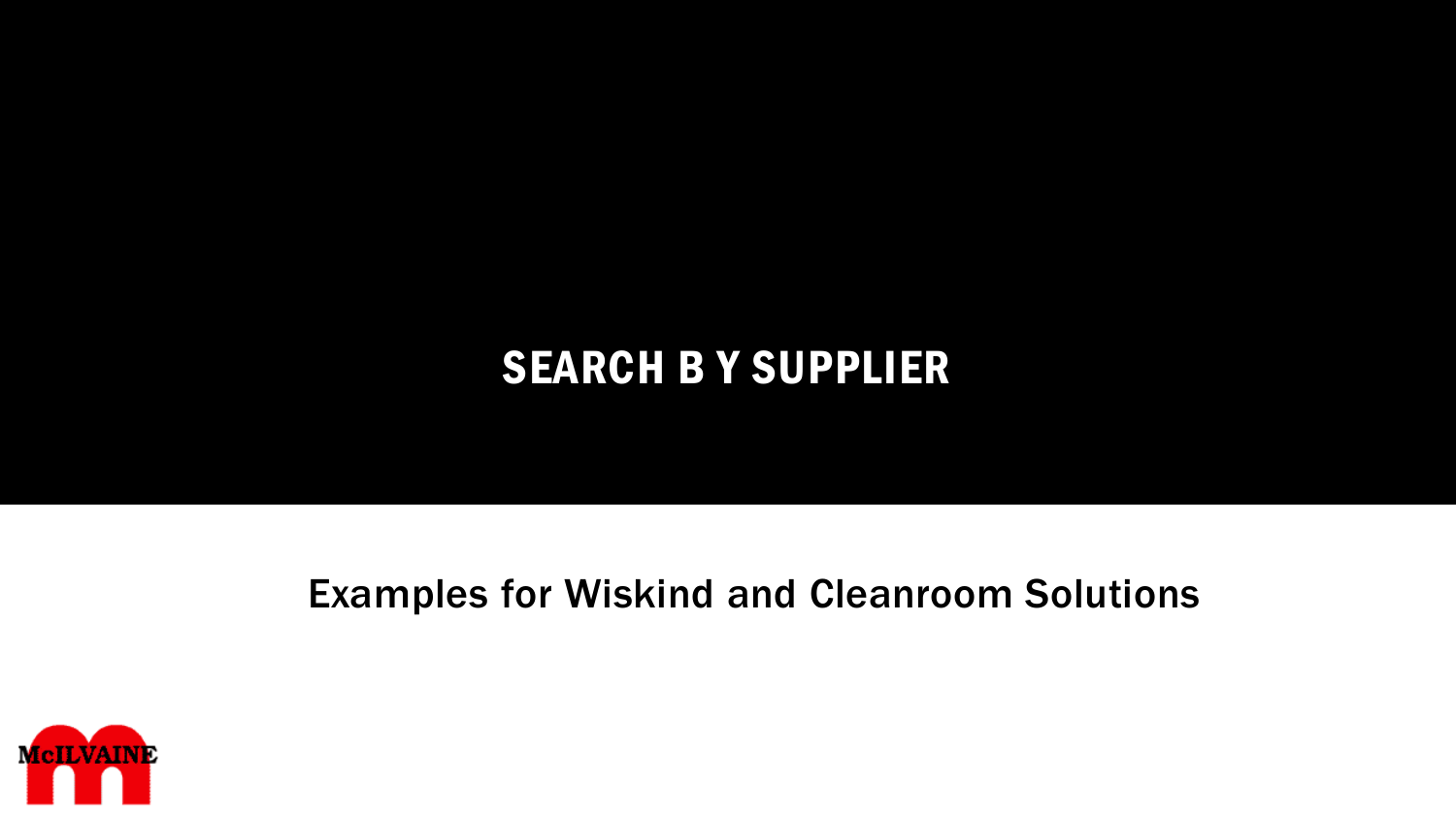# SEARCH B Y SUPPLIER

Examples for Wiskind and Cleanroom Solutions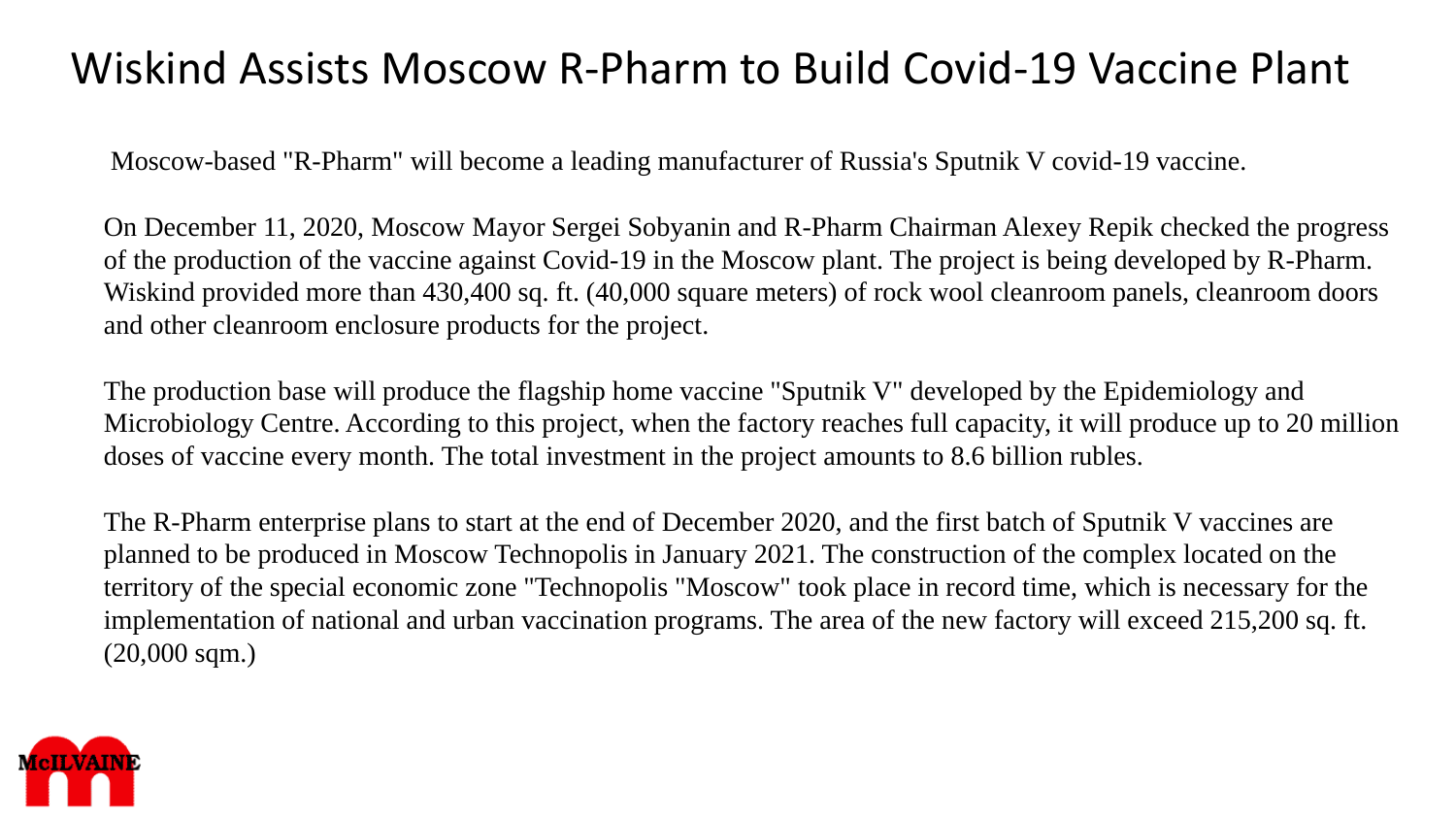# Wiskind Assists Moscow R-Pharm to Build Covid-19 Vaccine Plant

Moscow-based "R-Pharm" will become a leading manufacturer of Russia's Sputnik V covid-19 vaccine.

On December 11, 2020, Moscow Mayor Sergei Sobyanin and R-Pharm Chairman Alexey Repik checked the progress of the production of the vaccine against Covid-19 in the Moscow plant. The project is being developed by R-Pharm. Wiskind provided more than 430,400 sq. ft. (40,000 square meters) of rock wool cleanroom panels, cleanroom doors and other cleanroom enclosure products for the project.

The production base will produce the flagship home vaccine "Sputnik V" developed by the Epidemiology and Microbiology Centre. According to this project, when the factory reaches full capacity, it will produce up to 20 million doses of vaccine every month. The total investment in the project amounts to 8.6 billion rubles.

The R-Pharm enterprise plans to start at the end of December 2020, and the first batch of Sputnik V vaccines are planned to be produced in Moscow Technopolis in January 2021. The construction of the complex located on the territory of the special economic zone "Technopolis "Moscow" took place in record time, which is necessary for the implementation of national and urban vaccination programs. The area of the new factory will exceed 215,200 sq. ft. (20,000 sqm.)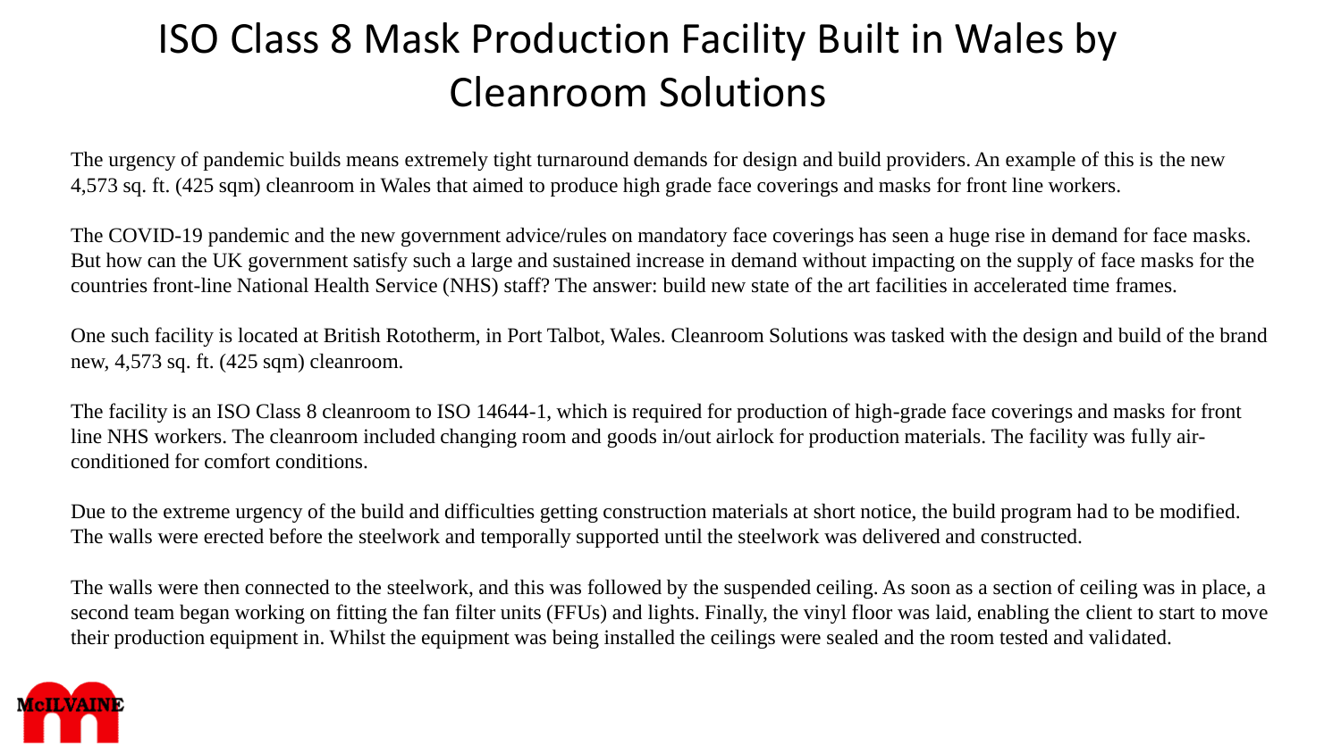# ISO Class 8 Mask Production Facility Built in Wales by Cleanroom Solutions

The urgency of pandemic builds means extremely tight turnaround demands for design and build providers. An example of this is the new 4,573 sq. ft. (425 sqm) cleanroom in Wales that aimed to produce high grade face coverings and masks for front line workers.

The COVID-19 pandemic and the new government advice/rules on mandatory face coverings has seen a huge rise in demand for face masks. But how can the UK government satisfy such a large and sustained increase in demand without impacting on the supply of face masks for the countries front-line National Health Service (NHS) staff? The answer: build new state of the art facilities in accelerated time frames.

One such facility is located at British Rototherm, in Port Talbot, Wales. Cleanroom Solutions was tasked with the design and build of the brand new, 4,573 sq. ft. (425 sqm) cleanroom.

The facility is an ISO Class 8 cleanroom to ISO 14644-1, which is required for production of high-grade face coverings and masks for front line NHS workers. The cleanroom included changing room and goods in/out airlock for production materials. The facility was fully air-conditioned for comfort conditions.

Due to the extreme urgency of the build and difficulties getting construction materials at short notice, the build program had to be modified. The walls were erected before the steelwork and temporally supported until the steelwork was delivered and constructed.

The walls were then connected to the steelwork, and this was followed by the suspended ceiling. As soon as a section of ceiling was in place, a second team began working on fitting the fan filter units (FFUs) and lights. Finally, the vinyl floor was laid, enabling the client to start to move their production equipment in. Whilst the equipment was being installed the ceilings were sealed and the room tested and validated.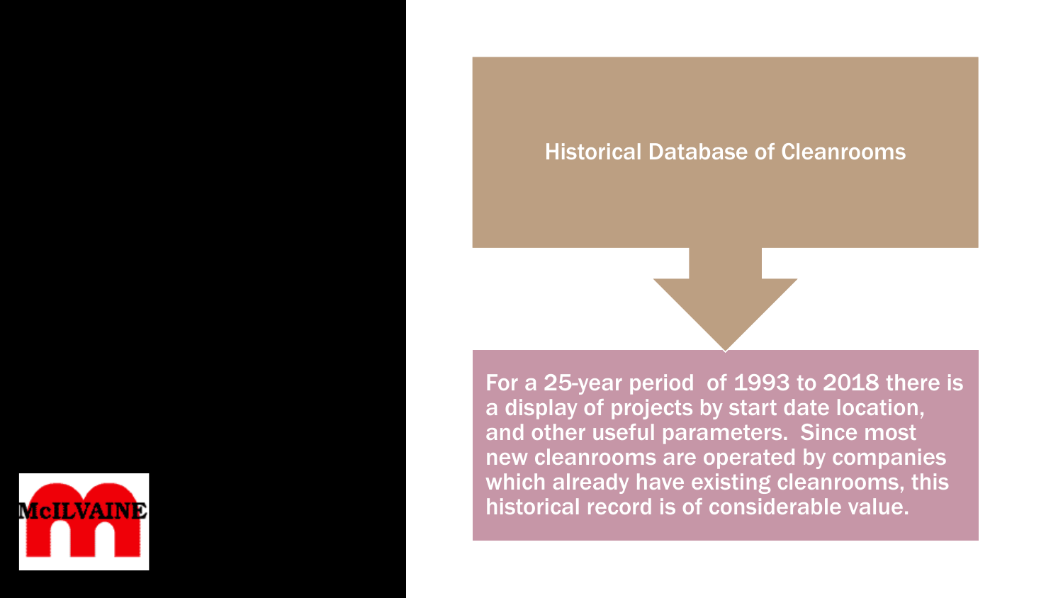## Historical Database of Cleanrooms

For a 25-year period  of 1993 to 2018 there is a display of projects by start date location, and other useful parameters.  Since most new cleanrooms are operated by companies which already have existing cleanrooms, this historical record is of considerable value.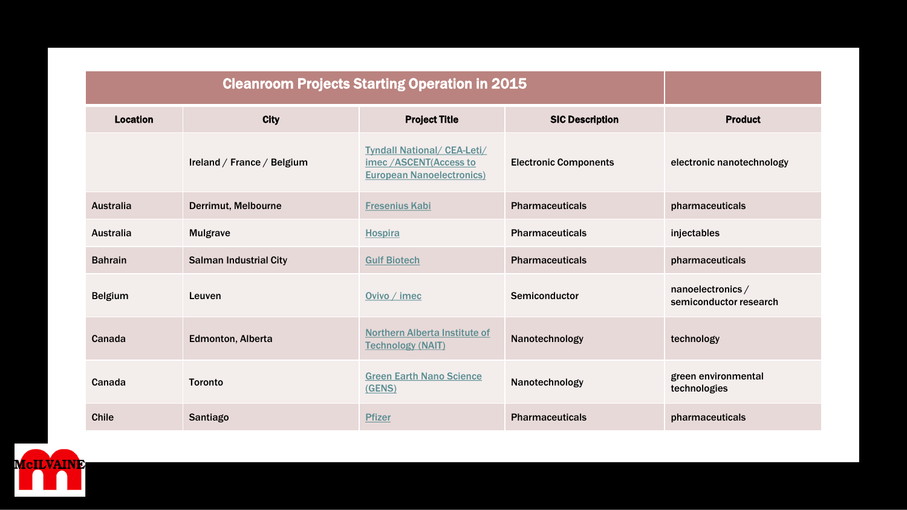| Cleanroom Projects Starting Operation in 2015 | | | | |
|---|---|---|---|---|
| **Location** | **City** | **Project Title** | **SIC Description** | **Product** |
| | Ireland / France / Belgium | Tyndall National/ CEA-Leti/ imec /ASCENT(Access to European Nanoelectronics) | Electronic Components | electronic nanotechnology |
| Australia | Derrimut, Melbourne | Fresenius Kabi | Pharmaceuticals | pharmaceuticals |
| Australia | Mulgrave | Hospira | Pharmaceuticals | injectables |
| Bahrain | Salman Industrial City | Gulf Biotech | Pharmaceuticals | pharmaceuticals |
| Belgium | Leuven | Ovivo / imec | Semiconductor | nanoelectronics / semiconductor research |
| Canada | Edmonton, Alberta | Northern Alberta Institute of Technology (NAIT) | Nanotechnology | technology |
| Canada | Toronto | Green Earth Nano Science (GENS) | Nanotechnology | green environmental technologies |
| Chile | Santiago | Pfizer | Pharmaceuticals | pharmaceuticals |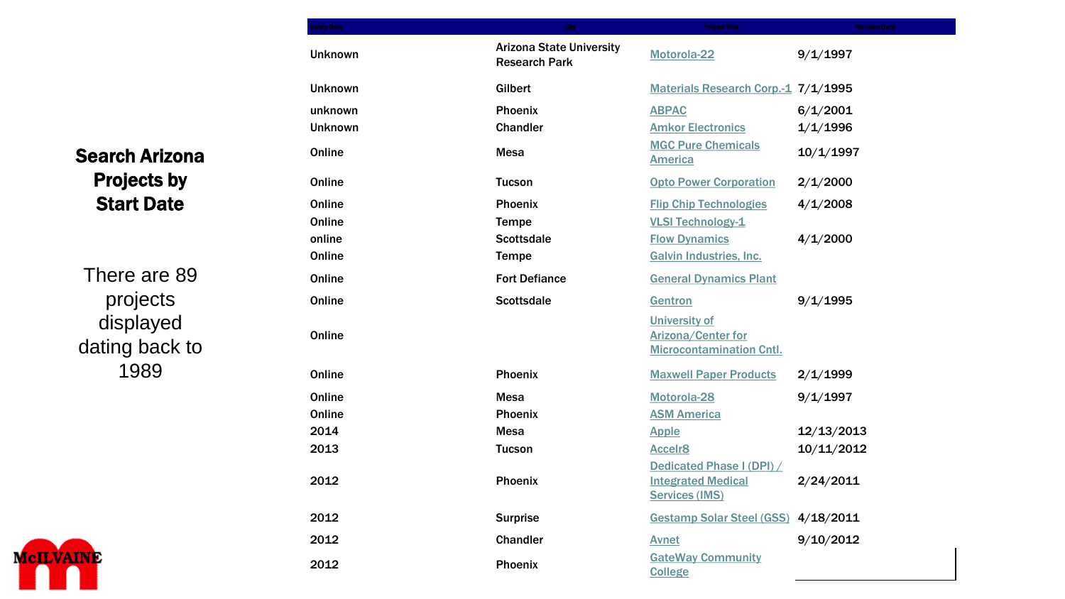## Search Arizona Projects by Start Date

There are 89 projects displayed dating back to 1989

| Startup Date | City | Project Title | Revision Date |
|---|---|---|---|
| Unknown | Arizona State University Research Park | Motorola-22 | 9/1/1997 |
| Unknown | Gilbert | Materials Research Corp.-1 | 7/1/1995 |
| unknown | Phoenix | ABPAC | 6/1/2001 |
| Unknown | Chandler | Amkor Electronics | 1/1/1996 |
| Online | Mesa | MGC Pure Chemicals America | 10/1/1997 |
| Online | Tucson | Opto Power Corporation | 2/1/2000 |
| Online | Phoenix | Flip Chip Technologies | 4/1/2008 |
| Online | Tempe | VLSI Technology-1 | |
| online | Scottsdale | Flow Dynamics | 4/1/2000 |
| Online | Tempe | Galvin Industries, Inc. | |
| Online | Fort Defiance | General Dynamics Plant | |
| Online | Scottsdale | Gentron | 9/1/1995 |
| Online | | University of Arizona/Center for Microcontamination Cntl. | |
| Online | Phoenix | Maxwell Paper Products | 2/1/1999 |
| Online | Mesa | Motorola-28 | 9/1/1997 |
| Online | Phoenix | ASM America | |
| 2014 | Mesa | Apple | 12/13/2013 |
| 2013 | Tucson | Accelr8 | 10/11/2012 |
| 2012 | Phoenix | Dedicated Phase I (DPI) / Integrated Medical Services (IMS) | 2/24/2011 |
| 2012 | Surprise | Gestamp Solar Steel (GSS) | 4/18/2011 |
| 2012 | Chandler | Avnet | 9/10/2012 |
| 2012 | Phoenix | GateWay Community College | |

McILVAINE